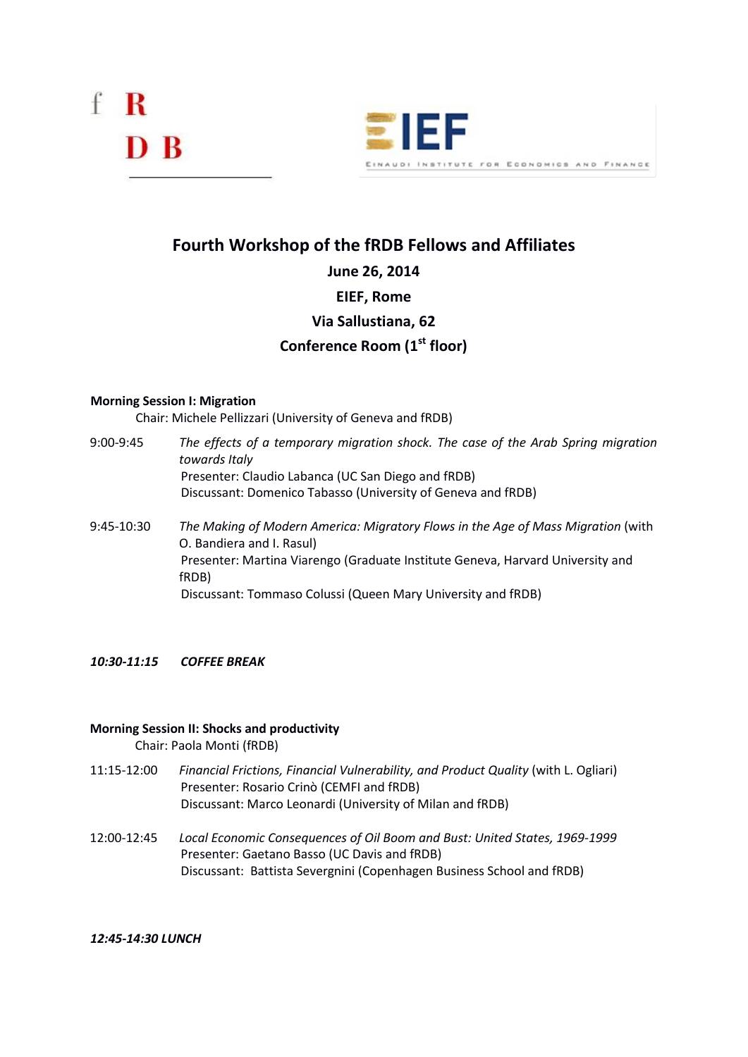f R
D B

EIEF
EINAUDI INSTITUTE FOR ECONOMICS AND FINANCE

# Fourth Workshop of the fRDB Fellows and Affiliates

**June 26, 2014**

**EIEF, Rome**

**Via Sallustiana, 62**

**Conference Room (1st floor)**

**Morning Session I: Migration**

Chair: Michele Pellizzari (University of Geneva and fRDB)

9:00-9:45 *The effects of a temporary migration shock. The case of the Arab Spring migration towards Italy*
Presenter: Claudio Labanca (UC San Diego and fRDB)
Discussant: Domenico Tabasso (University of Geneva and fRDB)

9:45-10:30 *The Making of Modern America: Migratory Flows in the Age of Mass Migration* (with O. Bandiera and I. Rasul)
Presenter: Martina Viarengo (Graduate Institute Geneva, Harvard University and fRDB)
Discussant: Tommaso Colussi (Queen Mary University and fRDB)

***10:30-11:15 COFFEE BREAK***

**Morning Session II: Shocks and productivity**

Chair: Paola Monti (fRDB)

11:15-12:00 *Financial Frictions, Financial Vulnerability, and Product Quality* (with L. Ogliari)
Presenter: Rosario Crinò (CEMFI and fRDB)
Discussant: Marco Leonardi (University of Milan and fRDB)

12:00-12:45 *Local Economic Consequences of Oil Boom and Bust: United States, 1969-1999*
Presenter: Gaetano Basso (UC Davis and fRDB)
Discussant: Battista Severgnini (Copenhagen Business School and fRDB)

***12:45-14:30 LUNCH***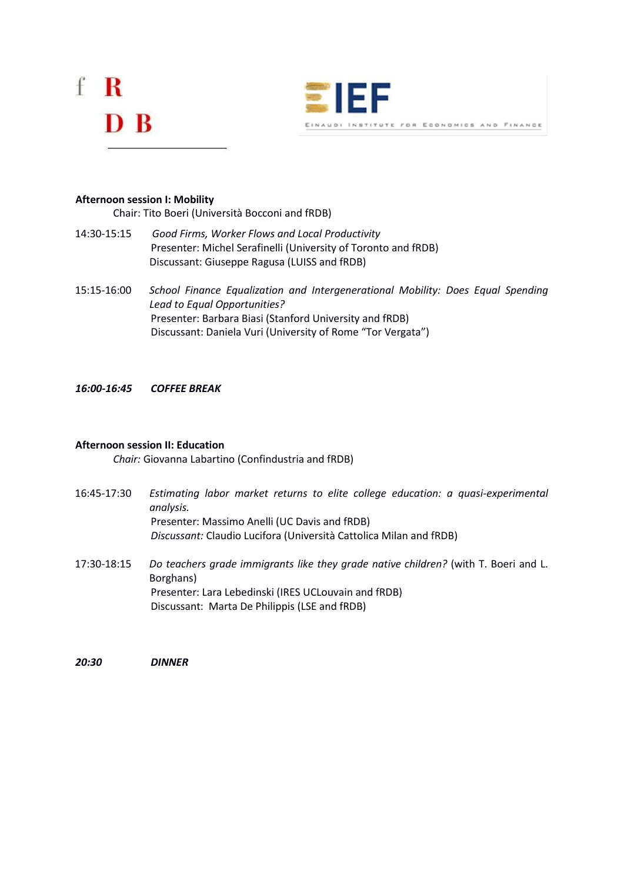**Afternoon session I: Mobility**

Chair: Tito Boeri (Università Bocconi and fRDB)

14:30-15:15 *Good Firms, Worker Flows and Local Productivity*
Presenter: Michel Serafinelli (University of Toronto and fRDB)
Discussant: Giuseppe Ragusa (LUISS and fRDB)

15:15-16:00 *School Finance Equalization and Intergenerational Mobility: Does Equal Spending Lead to Equal Opportunities?*
Presenter: Barbara Biasi (Stanford University and fRDB)
Discussant: Daniela Vuri (University of Rome "Tor Vergata")

***16:00-16:45 COFFEE BREAK***

**Afternoon session II: Education**

*Chair:* Giovanna Labartino (Confindustria and fRDB)

16:45-17:30 *Estimating labor market returns to elite college education: a quasi-experimental analysis.*
Presenter: Massimo Anelli (UC Davis and fRDB)
*Discussant:* Claudio Lucifora (Università Cattolica Milan and fRDB)

17:30-18:15 *Do teachers grade immigrants like they grade native children?* (with T. Boeri and L. Borghans)
Presenter: Lara Lebedinski (IRES UCLouvain and fRDB)
Discussant: Marta De Philippis (LSE and fRDB)

***20:30 DINNER***